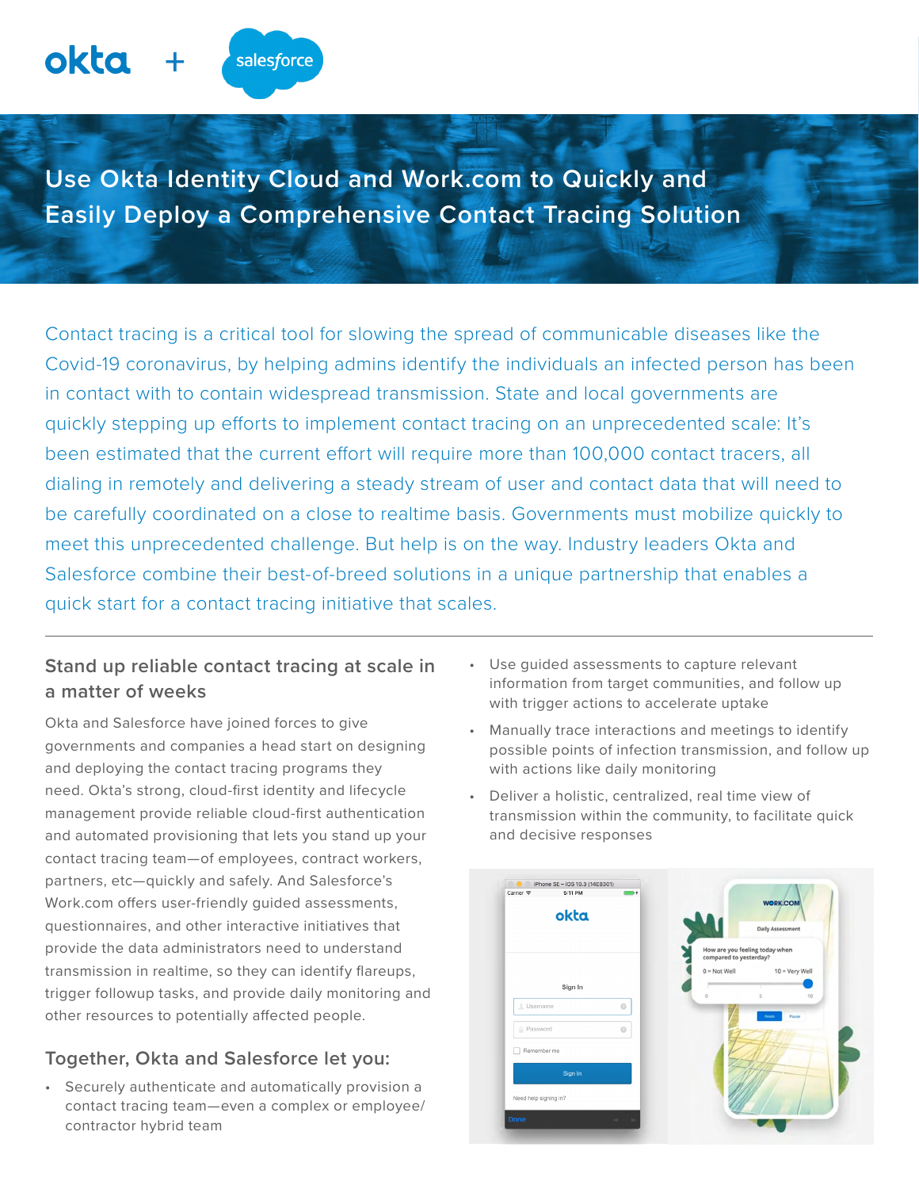okta + salesforce

# Use Okta Identity Cloud and Work.com to Quickly and Easily Deploy a Comprehensive Contact Tracing Solution

Contact tracing is a critical tool for slowing the spread of communicable diseases like the Covid-19 coronavirus, by helping admins identify the individuals an infected person has been in contact with to contain widespread transmission. State and local governments are quickly stepping up efforts to implement contact tracing on an unprecedented scale: It's been estimated that the current effort will require more than 100,000 contact tracers, all dialing in remotely and delivering a steady stream of user and contact data that will need to be carefully coordinated on a close to realtime basis. Governments must mobilize quickly to meet this unprecedented challenge. But help is on the way. Industry leaders Okta and Salesforce combine their best-of-breed solutions in a unique partnership that enables a quick start for a contact tracing initiative that scales.

## Stand up reliable contact tracing at scale in a matter of weeks

Okta and Salesforce have joined forces to give governments and companies a head start on designing and deploying the contact tracing programs they need. Okta's strong, cloud-first identity and lifecycle management provide reliable cloud-first authentication and automated provisioning that lets you stand up your contact tracing team—of employees, contract workers, partners, etc—quickly and safely. And Salesforce's Work.com offers user-friendly guided assessments, questionnaires, and other interactive initiatives that provide the data administrators need to understand transmission in realtime, so they can identify flareups, trigger followup tasks, and provide daily monitoring and other resources to potentially affected people.

## Together, Okta and Salesforce let you:

- Securely authenticate and automatically provision a contact tracing team—even a complex or employee/contractor hybrid team
- Use guided assessments to capture relevant information from target communities, and follow up with trigger actions to accelerate uptake
- Manually trace interactions and meetings to identify possible points of infection transmission, and follow up with actions like daily monitoring
- Deliver a holistic, centralized, real time view of transmission within the community, to facilitate quick and decisive responses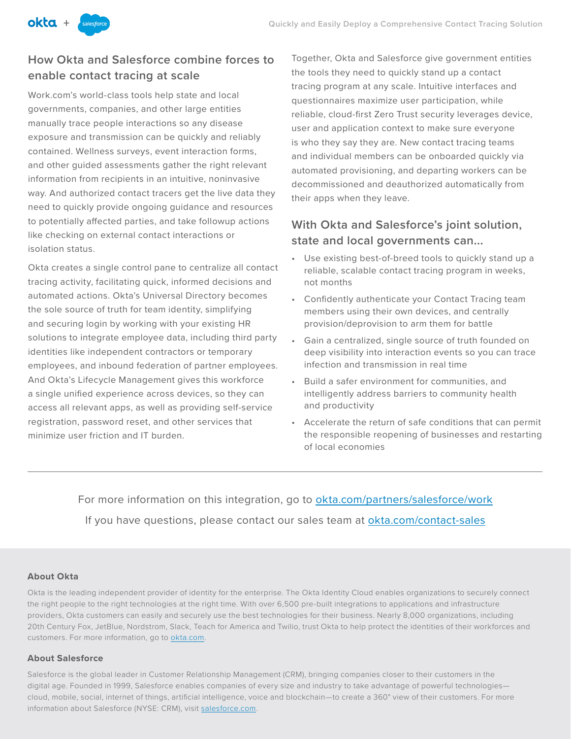## How Okta and Salesforce combine forces to enable contact tracing at scale

Work.com's world-class tools help state and local governments, companies, and other large entities manually trace people interactions so any disease exposure and transmission can be quickly and reliably contained. Wellness surveys, event interaction forms, and other guided assessments gather the right relevant information from recipients in an intuitive, noninvasive way. And authorized contact tracers get the live data they need to quickly provide ongoing guidance and resources to potentially affected parties, and take followup actions like checking on external contact interactions or isolation status.

Okta creates a single control pane to centralize all contact tracing activity, facilitating quick, informed decisions and automated actions. Okta's Universal Directory becomes the sole source of truth for team identity, simplifying and securing login by working with your existing HR solutions to integrate employee data, including third party identities like independent contractors or temporary employees, and inbound federation of partner employees. And Okta's Lifecycle Management gives this workforce a single unified experience across devices, so they can access all relevant apps, as well as providing self-service registration, password reset, and other services that minimize user friction and IT burden.

Together, Okta and Salesforce give government entities the tools they need to quickly stand up a contact tracing program at any scale. Intuitive interfaces and questionnaires maximize user participation, while reliable, cloud-first Zero Trust security leverages device, user and application context to make sure everyone is who they say they are. New contact tracing teams and individual members can be onboarded quickly via automated provisioning, and departing workers can be decommissioned and deauthorized automatically from their apps when they leave.

## With Okta and Salesforce's joint solution, state and local governments can...

- Use existing best-of-breed tools to quickly stand up a reliable, scalable contact tracing program in weeks, not months
- Confidently authenticate your Contact Tracing team members using their own devices, and centrally provision/deprovision to arm them for battle
- Gain a centralized, single source of truth founded on deep visibility into interaction events so you can trace infection and transmission in real time
- Build a safer environment for communities, and intelligently address barriers to community health and productivity
- Accelerate the return of safe conditions that can permit the responsible reopening of businesses and restarting of local economies

---

For more information on this integration, go to [okta.com/partners/salesforce/work](okta.com/partners/salesforce/work)

If you have questions, please contact our sales team at [okta.com/contact-sales](okta.com/contact-sales)

### About Okta

Okta is the leading independent provider of identity for the enterprise. The Okta Identity Cloud enables organizations to securely connect the right people to the right technologies at the right time. With over 6,500 pre-built integrations to applications and infrastructure providers, Okta customers can easily and securely use the best technologies for their business. Nearly 8,000 organizations, including 20th Century Fox, JetBlue, Nordstrom, Slack, Teach for America and Twilio, trust Okta to help protect the identities of their workforces and customers. For more information, go to [okta.com](okta.com).

### About Salesforce

Salesforce is the global leader in Customer Relationship Management (CRM), bringing companies closer to their customers in the digital age. Founded in 1999, Salesforce enables companies of every size and industry to take advantage of powerful technologies—cloud, mobile, social, internet of things, artificial intelligence, voice and blockchain—to create a 360° view of their customers. For more information about Salesforce (NYSE: CRM), visit [salesforce.com](salesforce.com).